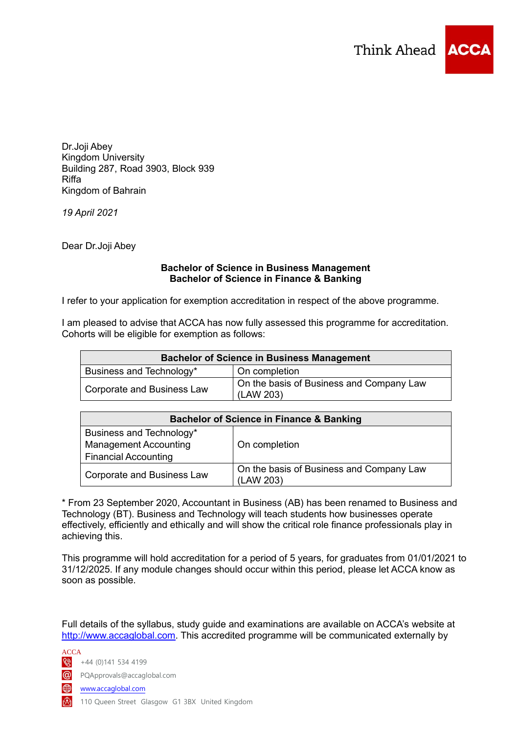Think Ahead **ACCA**

Dr.Joji Abey
Kingdom University
Building 287, Road 3903, Block 939
Riffa
Kingdom of Bahrain

*19 April 2021*

Dear Dr.Joji Abey

**Bachelor of Science in Business Management**
**Bachelor of Science in Finance & Banking**

I refer to your application for exemption accreditation in respect of the above programme.

I am pleased to advise that ACCA has now fully assessed this programme for accreditation. Cohorts will be eligible for exemption as follows:

| **Bachelor of Science in Business Management** | |
|---|---|
| Business and Technology* | On completion |
| Corporate and Business Law | On the basis of Business and Company Law (LAW 203) |

| **Bachelor of Science in Finance & Banking** | |
|---|---|
| Business and Technology*<br>Management Accounting<br>Financial Accounting | On completion |
| Corporate and Business Law | On the basis of Business and Company Law (LAW 203) |

* From 23 September 2020, Accountant in Business (AB) has been renamed to Business and Technology (BT). Business and Technology will teach students how businesses operate effectively, efficiently and ethically and will show the critical role finance professionals play in achieving this.

This programme will hold accreditation for a period of 5 years, for graduates from 01/01/2021 to 31/12/2025. If any module changes should occur within this period, please let ACCA know as soon as possible.

Full details of the syllabus, study guide and examinations are available on ACCA's website at http://www.accaglobal.com. This accredited programme will be communicated externally by

ACCA
+44 (0)141 534 4199
PQApprovals@accaglobal.com
www.accaglobal.com
110 Queen Street Glasgow G1 3BX United Kingdom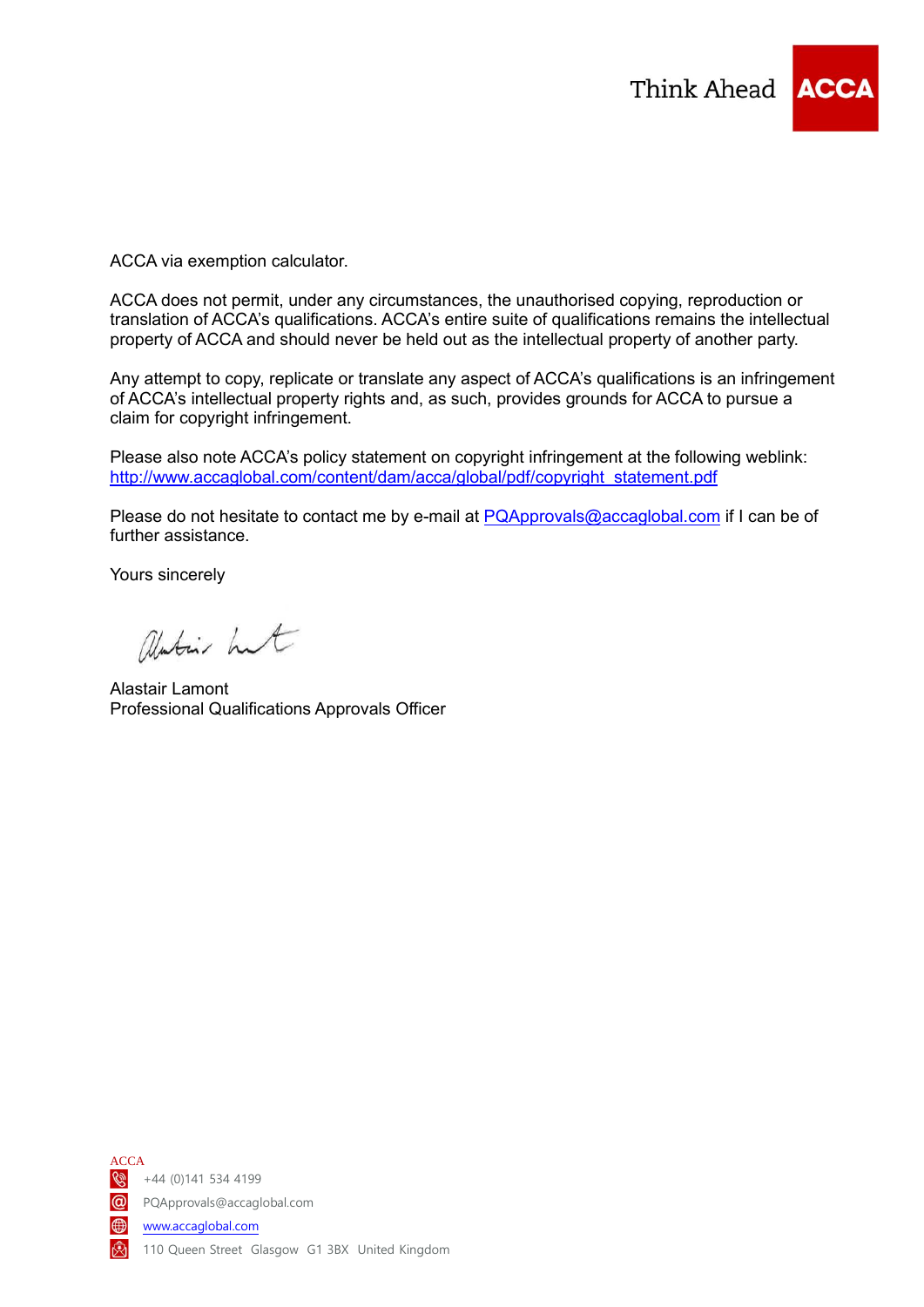ACCA via exemption calculator.

ACCA does not permit, under any circumstances, the unauthorised copying, reproduction or translation of ACCA's qualifications. ACCA's entire suite of qualifications remains the intellectual property of ACCA and should never be held out as the intellectual property of another party.

Any attempt to copy, replicate or translate any aspect of ACCA's qualifications is an infringement of ACCA's intellectual property rights and, as such, provides grounds for ACCA to pursue a claim for copyright infringement.

Please also note ACCA's policy statement on copyright infringement at the following weblink:
http://www.accaglobal.com/content/dam/acca/global/pdf/copyright_statement.pdf

Please do not hesitate to contact me by e-mail at PQApprovals@accaglobal.com if I can be of further assistance.

Yours sincerely

Alastair Lamont
Professional Qualifications Approvals Officer

ACCA
+44 (0)141 534 4199
PQApprovals@accaglobal.com
www.accaglobal.com
110 Queen Street Glasgow G1 3BX United Kingdom